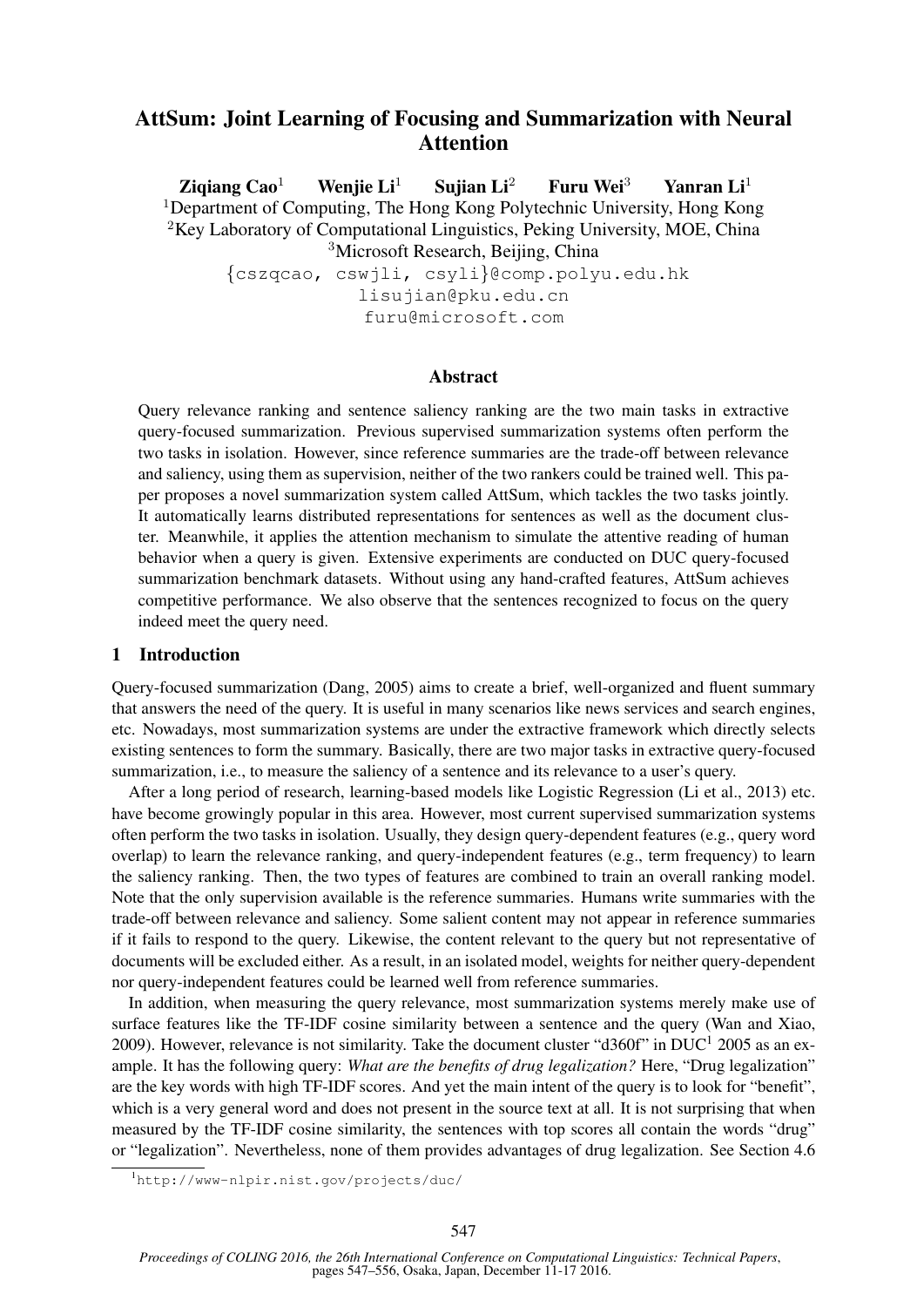# AttSum: Joint Learning of Focusing and Summarization with Neural Attention

**Ziqiang Cao**[1] **Wenjie Li**[1] **Sujian Li**[2] **Furu Wei**[3] **Yanran Li**[1]

[1]Department of Computing, The Hong Kong Polytechnic University, Hong Kong

[2]Key Laboratory of Computational Linguistics, Peking University, MOE, China

[3]Microsoft Research, Beijing, China

{cszqcao, cswjli, csyli}@comp.polyu.edu.hk

lisujian@pku.edu.cn

furu@microsoft.com

## Abstract

Query relevance ranking and sentence saliency ranking are the two main tasks in extractive query-focused summarization. Previous supervised summarization systems often perform the two tasks in isolation. However, since reference summaries are the trade-off between relevance and saliency, using them as supervision, neither of the two rankers could be trained well. This paper proposes a novel summarization system called AttSum, which tackles the two tasks jointly. It automatically learns distributed representations for sentences as well as the document cluster. Meanwhile, it applies the attention mechanism to simulate the attentive reading of human behavior when a query is given. Extensive experiments are conducted on DUC query-focused summarization benchmark datasets. Without using any hand-crafted features, AttSum achieves competitive performance. We also observe that the sentences recognized to focus on the query indeed meet the query need.

## 1 Introduction

Query-focused summarization (Dang, 2005) aims to create a brief, well-organized and fluent summary that answers the need of the query. It is useful in many scenarios like news services and search engines, etc. Nowadays, most summarization systems are under the extractive framework which directly selects existing sentences to form the summary. Basically, there are two major tasks in extractive query-focused summarization, i.e., to measure the saliency of a sentence and its relevance to a user's query.

After a long period of research, learning-based models like Logistic Regression (Li et al., 2013) etc. have become growingly popular in this area. However, most current supervised summarization systems often perform the two tasks in isolation. Usually, they design query-dependent features (e.g., query word overlap) to learn the relevance ranking, and query-independent features (e.g., term frequency) to learn the saliency ranking. Then, the two types of features are combined to train an overall ranking model. Note that the only supervision available is the reference summaries. Humans write summaries with the trade-off between relevance and saliency. Some salient content may not appear in reference summaries if it fails to respond to the query. Likewise, the content relevant to the query but not representative of documents will be excluded either. As a result, in an isolated model, weights for neither query-dependent nor query-independent features could be learned well from reference summaries.

In addition, when measuring the query relevance, most summarization systems merely make use of surface features like the TF-IDF cosine similarity between a sentence and the query (Wan and Xiao, 2009). However, relevance is not similarity. Take the document cluster "d360f" in DUC[1] 2005 as an example. It has the following query: *What are the benefits of drug legalization?* Here, "Drug legalization" are the key words with high TF-IDF scores. And yet the main intent of the query is to look for "benefit", which is a very general word and does not present in the source text at all. It is not surprising that when measured by the TF-IDF cosine similarity, the sentences with top scores all contain the words "drug" or "legalization". Nevertheless, none of them provides advantages of drug legalization. See Section 4.6

[1] http://www-nlpir.nist.gov/projects/duc/

*Proceedings of COLING 2016, the 26th International Conference on Computational Linguistics: Technical Papers*, pages 547–556, Osaka, Japan, December 11-17 2016.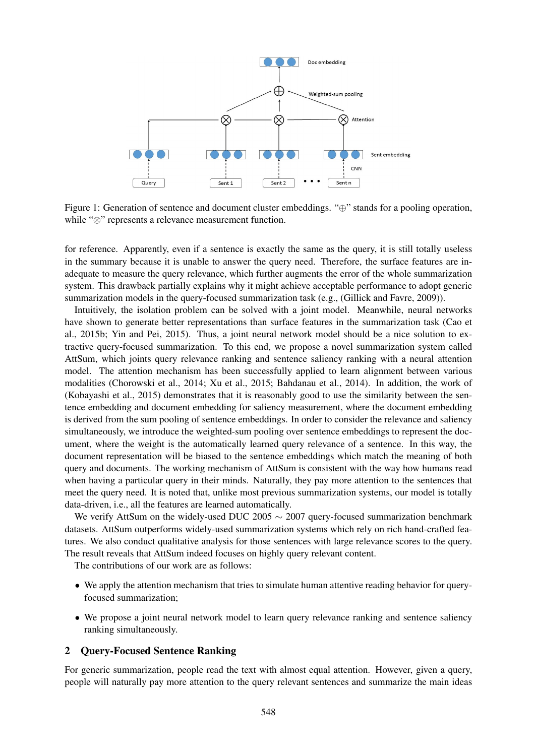Doc embedding

Weighted-sum pooling

Attention

Sent embedding

CNN

Query

Sent 1

Sent 2

• • •

Sent n

Figure 1: Generation of sentence and document cluster embeddings. "⊕" stands for a pooling operation, while "⊗" represents a relevance measurement function.

for reference. Apparently, even if a sentence is exactly the same as the query, it is still totally useless in the summary because it is unable to answer the query need. Therefore, the surface features are inadequate to measure the query relevance, which further augments the error of the whole summarization system. This drawback partially explains why it might achieve acceptable performance to adopt generic summarization models in the query-focused summarization task (e.g., (Gillick and Favre, 2009)).

Intuitively, the isolation problem can be solved with a joint model. Meanwhile, neural networks have shown to generate better representations than surface features in the summarization task (Cao et al., 2015b; Yin and Pei, 2015). Thus, a joint neural network model should be a nice solution to extractive query-focused summarization. To this end, we propose a novel summarization system called AttSum, which joints query relevance ranking and sentence saliency ranking with a neural attention model. The attention mechanism has been successfully applied to learn alignment between various modalities (Chorowski et al., 2014; Xu et al., 2015; Bahdanau et al., 2014). In addition, the work of (Kobayashi et al., 2015) demonstrates that it is reasonably good to use the similarity between the sentence embedding and document embedding for saliency measurement, where the document embedding is derived from the sum pooling of sentence embeddings. In order to consider the relevance and saliency simultaneously, we introduce the weighted-sum pooling over sentence embeddings to represent the document, where the weight is the automatically learned query relevance of a sentence. In this way, the document representation will be biased to the sentence embeddings which match the meaning of both query and documents. The working mechanism of AttSum is consistent with the way how humans read when having a particular query in their minds. Naturally, they pay more attention to the sentences that meet the query need. It is noted that, unlike most previous summarization systems, our model is totally data-driven, i.e., all the features are learned automatically.

We verify AttSum on the widely-used DUC 2005 $\sim$ 2007 query-focused summarization benchmark datasets. AttSum outperforms widely-used summarization systems which rely on rich hand-crafted features. We also conduct qualitative analysis for those sentences with large relevance scores to the query. The result reveals that AttSum indeed focuses on highly query relevant content.

The contributions of our work are as follows:

- We apply the attention mechanism that tries to simulate human attentive reading behavior for query-focused summarization;
- We propose a joint neural network model to learn query relevance ranking and sentence saliency ranking simultaneously.

## 2 Query-Focused Sentence Ranking

For generic summarization, people read the text with almost equal attention. However, given a query, people will naturally pay more attention to the query relevant sentences and summarize the main ideas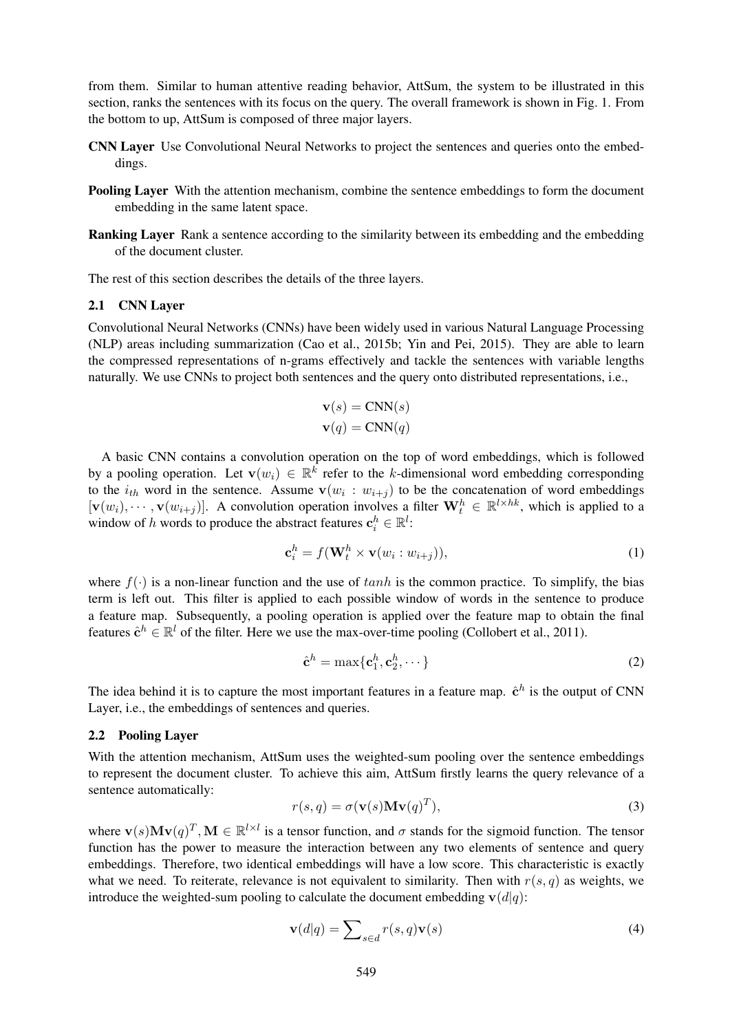from them. Similar to human attentive reading behavior, AttSum, the system to be illustrated in this section, ranks the sentences with its focus on the query. The overall framework is shown in Fig. 1. From the bottom to up, AttSum is composed of three major layers.

**CNN Layer** Use Convolutional Neural Networks to project the sentences and queries onto the embeddings.

**Pooling Layer** With the attention mechanism, combine the sentence embeddings to form the document embedding in the same latent space.

**Ranking Layer** Rank a sentence according to the similarity between its embedding and the embedding of the document cluster.

The rest of this section describes the details of the three layers.

### 2.1 CNN Layer

Convolutional Neural Networks (CNNs) have been widely used in various Natural Language Processing (NLP) areas including summarization (Cao et al., 2015b; Yin and Pei, 2015). They are able to learn the compressed representations of n-grams effectively and tackle the sentences with variable lengths naturally. We use CNNs to project both sentences and the query onto distributed representations, i.e.,

$$\mathbf{v}(s) = \text{CNN}(s)$$
$$\mathbf{v}(q) = \text{CNN}(q)$$

A basic CNN contains a convolution operation on the top of word embeddings, which is followed by a pooling operation. Let $\mathbf{v}(w_i) \in \mathbb{R}^k$ refer to the $k$-dimensional word embedding corresponding to the $i_{th}$ word in the sentence. Assume $\mathbf{v}(w_i : w_{i+j})$ to be the concatenation of word embeddings $[\mathbf{v}(w_i), \cdots, \mathbf{v}(w_{i+j})]$. A convolution operation involves a filter $\mathbf{W}_t^h \in \mathbb{R}^{l \times hk}$, which is applied to a window of $h$ words to produce the abstract features $\mathbf{c}_i^h \in \mathbb{R}^l$:

$$\mathbf{c}_i^h = f(\mathbf{W}_t^h \times \mathbf{v}(w_i : w_{i+j})), \tag{1}$$

where $f(\cdot)$ is a non-linear function and the use of $tanh$ is the common practice. To simplify, the bias term is left out. This filter is applied to each possible window of words in the sentence to produce a feature map. Subsequently, a pooling operation is applied over the feature map to obtain the final features $\hat{\mathbf{c}}^h \in \mathbb{R}^l$ of the filter. Here we use the max-over-time pooling (Collobert et al., 2011).

$$\hat{\mathbf{c}}^h = \max\{\mathbf{c}_1^h, \mathbf{c}_2^h, \cdots\} \tag{2}$$

The idea behind it is to capture the most important features in a feature map. $\hat{\mathbf{c}}^h$ is the output of CNN Layer, i.e., the embeddings of sentences and queries.

### 2.2 Pooling Layer

With the attention mechanism, AttSum uses the weighted-sum pooling over the sentence embeddings to represent the document cluster. To achieve this aim, AttSum firstly learns the query relevance of a sentence automatically:

$$r(s, q) = \sigma(\mathbf{v}(s)\mathbf{M}\mathbf{v}(q)^T), \tag{3}$$

where $\mathbf{v}(s)\mathbf{M}\mathbf{v}(q)^T, \mathbf{M} \in \mathbb{R}^{l \times l}$ is a tensor function, and $\sigma$ stands for the sigmoid function. The tensor function has the power to measure the interaction between any two elements of sentence and query embeddings. Therefore, two identical embeddings will have a low score. This characteristic is exactly what we need. To reiterate, relevance is not equivalent to similarity. Then with $r(s, q)$ as weights, we introduce the weighted-sum pooling to calculate the document embedding $\mathbf{v}(d|q)$:

$$\mathbf{v}(d|q) = \sum\nolimits_{s \in d} r(s, q)\mathbf{v}(s) \tag{4}$$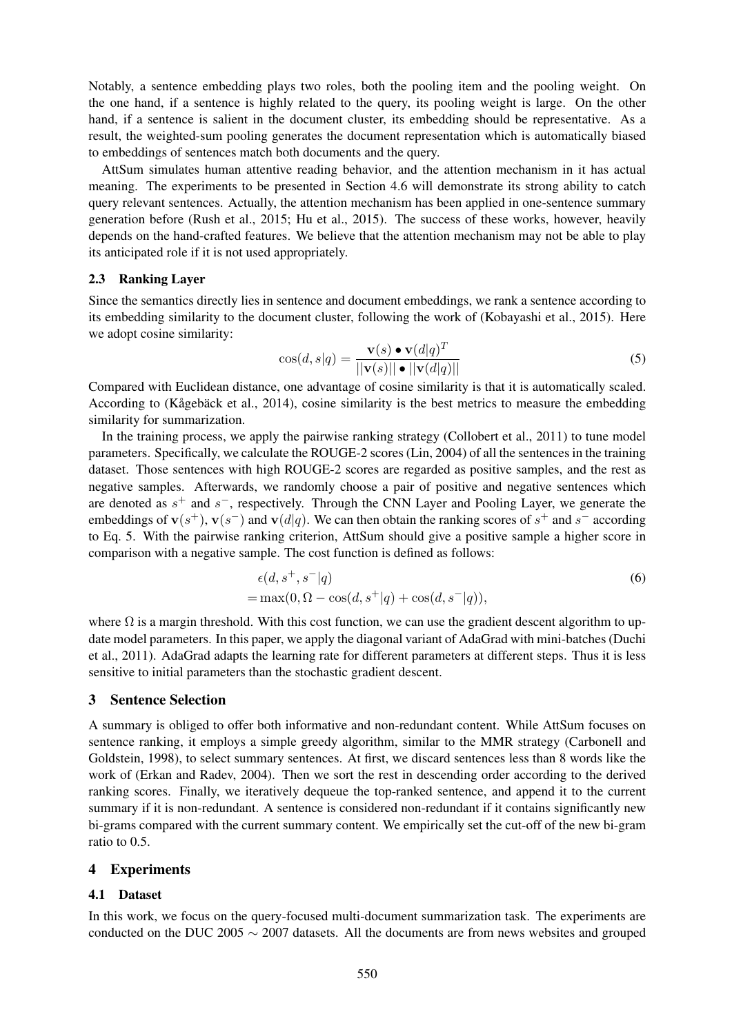Notably, a sentence embedding plays two roles, both the pooling item and the pooling weight. On the one hand, if a sentence is highly related to the query, its pooling weight is large. On the other hand, if a sentence is salient in the document cluster, its embedding should be representative. As a result, the weighted-sum pooling generates the document representation which is automatically biased to embeddings of sentences match both documents and the query.

AttSum simulates human attentive reading behavior, and the attention mechanism in it has actual meaning. The experiments to be presented in Section 4.6 will demonstrate its strong ability to catch query relevant sentences. Actually, the attention mechanism has been applied in one-sentence summary generation before (Rush et al., 2015; Hu et al., 2015). The success of these works, however, heavily depends on the hand-crafted features. We believe that the attention mechanism may not be able to play its anticipated role if it is not used appropriately.

### 2.3 Ranking Layer

Since the semantics directly lies in sentence and document embeddings, we rank a sentence according to its embedding similarity to the document cluster, following the work of (Kobayashi et al., 2015). Here we adopt cosine similarity:

$$\cos(d, s|q) = \frac{\mathbf{v}(s) \bullet \mathbf{v}(d|q)^T}{||\mathbf{v}(s)|| \bullet ||\mathbf{v}(d|q)||} \tag{5}$$

Compared with Euclidean distance, one advantage of cosine similarity is that it is automatically scaled. According to (Kågebäck et al., 2014), cosine similarity is the best metrics to measure the embedding similarity for summarization.

In the training process, we apply the pairwise ranking strategy (Collobert et al., 2011) to tune model parameters. Specifically, we calculate the ROUGE-2 scores (Lin, 2004) of all the sentences in the training dataset. Those sentences with high ROUGE-2 scores are regarded as positive samples, and the rest as negative samples. Afterwards, we randomly choose a pair of positive and negative sentences which are denoted as $s^+$ and $s^-$, respectively. Through the CNN Layer and Pooling Layer, we generate the embeddings of $\mathbf{v}(s^+)$, $\mathbf{v}(s^-)$ and $\mathbf{v}(d|q)$. We can then obtain the ranking scores of $s^+$ and $s^-$ according to Eq. 5. With the pairwise ranking criterion, AttSum should give a positive sample a higher score in comparison with a negative sample. The cost function is defined as follows:

$$\begin{aligned} &\epsilon(d, s^+, s^-|q) \\ &= \max(0, \Omega - \cos(d, s^+|q) + \cos(d, s^-|q)), \end{aligned} \tag{6}$$

where $\Omega$ is a margin threshold. With this cost function, we can use the gradient descent algorithm to update model parameters. In this paper, we apply the diagonal variant of AdaGrad with mini-batches (Duchi et al., 2011). AdaGrad adapts the learning rate for different parameters at different steps. Thus it is less sensitive to initial parameters than the stochastic gradient descent.

## 3 Sentence Selection

A summary is obliged to offer both informative and non-redundant content. While AttSum focuses on sentence ranking, it employs a simple greedy algorithm, similar to the MMR strategy (Carbonell and Goldstein, 1998), to select summary sentences. At first, we discard sentences less than 8 words like the work of (Erkan and Radev, 2004). Then we sort the rest in descending order according to the derived ranking scores. Finally, we iteratively dequeue the top-ranked sentence, and append it to the current summary if it is non-redundant. A sentence is considered non-redundant if it contains significantly new bi-grams compared with the current summary content. We empirically set the cut-off of the new bi-gram ratio to 0.5.

## 4 Experiments

### 4.1 Dataset

In this work, we focus on the query-focused multi-document summarization task. The experiments are conducted on the DUC 2005 $\sim$ 2007 datasets. All the documents are from news websites and grouped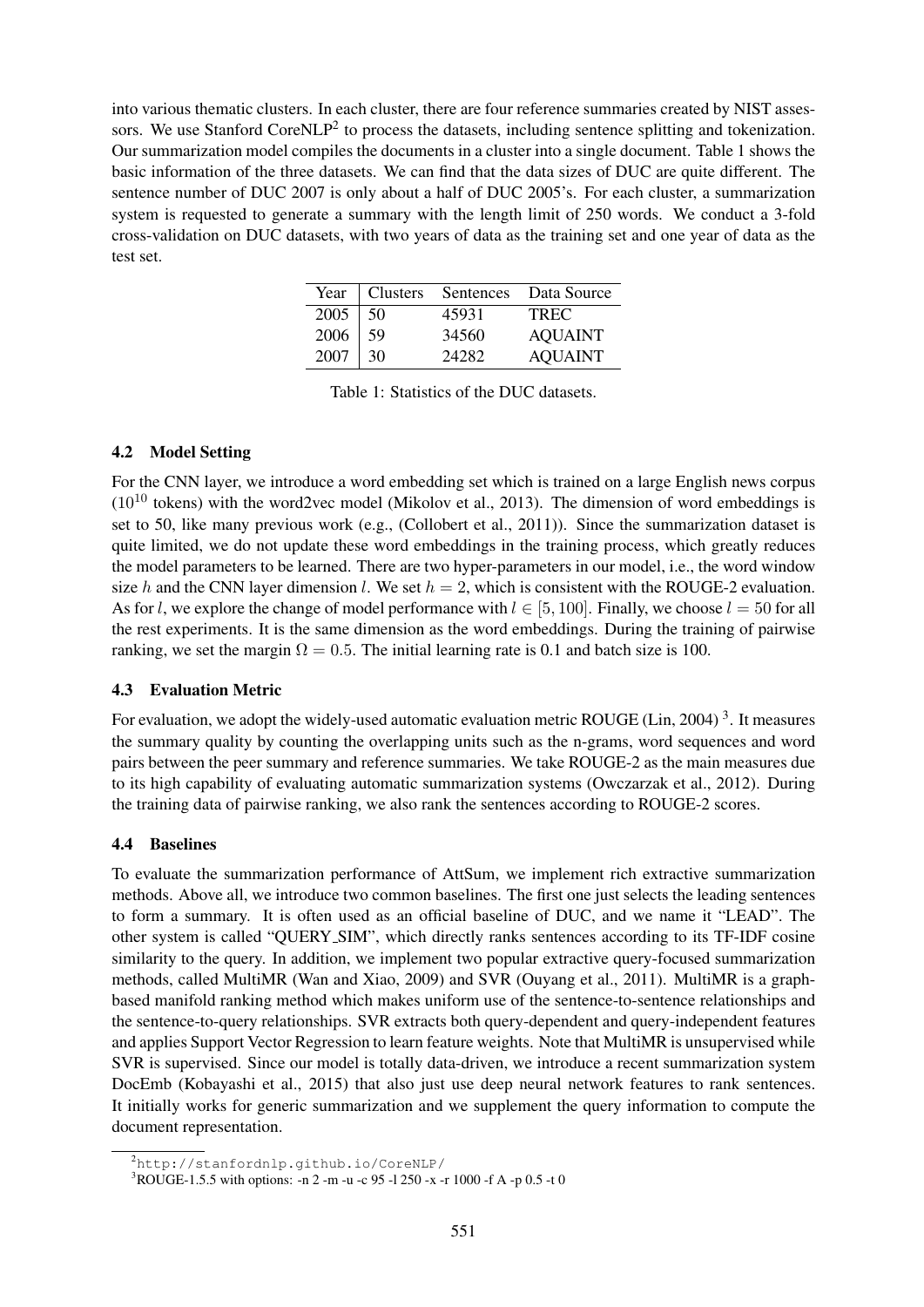into various thematic clusters. In each cluster, there are four reference summaries created by NIST assessors. We use Stanford CoreNLP[2] to process the datasets, including sentence splitting and tokenization. Our summarization model compiles the documents in a cluster into a single document. Table 1 shows the basic information of the three datasets. We can find that the data sizes of DUC are quite different. The sentence number of DUC 2007 is only about a half of DUC 2005's. For each cluster, a summarization system is requested to generate a summary with the length limit of 250 words. We conduct a 3-fold cross-validation on DUC datasets, with two years of data as the training set and one year of data as the test set.

| Year | Clusters | Sentences | Data Source |
|---|---|---|---|
| 2005 | 50 | 45931 | TREC |
| 2006 | 59 | 34560 | AQUAINT |
| 2007 | 30 | 24282 | AQUAINT |

Table 1: Statistics of the DUC datasets.

### 4.2 Model Setting

For the CNN layer, we introduce a word embedding set which is trained on a large English news corpus ($10^{10}$ tokens) with the word2vec model (Mikolov et al., 2013). The dimension of word embeddings is set to 50, like many previous work (e.g., (Collobert et al., 2011)). Since the summarization dataset is quite limited, we do not update these word embeddings in the training process, which greatly reduces the model parameters to be learned. There are two hyper-parameters in our model, i.e., the word window size $h$ and the CNN layer dimension $l$. We set $h = 2$, which is consistent with the ROUGE-2 evaluation. As for $l$, we explore the change of model performance with $l \in [5, 100]$. Finally, we choose $l = 50$ for all the rest experiments. It is the same dimension as the word embeddings. During the training of pairwise ranking, we set the margin $\Omega = 0.5$. The initial learning rate is 0.1 and batch size is 100.

### 4.3 Evaluation Metric

For evaluation, we adopt the widely-used automatic evaluation metric ROUGE (Lin, 2004) [3]. It measures the summary quality by counting the overlapping units such as the n-grams, word sequences and word pairs between the peer summary and reference summaries. We take ROUGE-2 as the main measures due to its high capability of evaluating automatic summarization systems (Owczarzak et al., 2012). During the training data of pairwise ranking, we also rank the sentences according to ROUGE-2 scores.

### 4.4 Baselines

To evaluate the summarization performance of AttSum, we implement rich extractive summarization methods. Above all, we introduce two common baselines. The first one just selects the leading sentences to form a summary. It is often used as an official baseline of DUC, and we name it "LEAD". The other system is called "QUERY_SIM", which directly ranks sentences according to its TF-IDF cosine similarity to the query. In addition, we implement two popular extractive query-focused summarization methods, called MultiMR (Wan and Xiao, 2009) and SVR (Ouyang et al., 2011). MultiMR is a graph-based manifold ranking method which makes uniform use of the sentence-to-sentence relationships and the sentence-to-query relationships. SVR extracts both query-dependent and query-independent features and applies Support Vector Regression to learn feature weights. Note that MultiMR is unsupervised while SVR is supervised. Since our model is totally data-driven, we introduce a recent summarization system DocEmb (Kobayashi et al., 2015) that also just use deep neural network features to rank sentences. It initially works for generic summarization and we supplement the query information to compute the document representation.

[2] http://stanfordnlp.github.io/CoreNLP/

[3] ROUGE-1.5.5 with options: -n 2 -m -u -c 95 -l 250 -x -r 1000 -f A -p 0.5 -t 0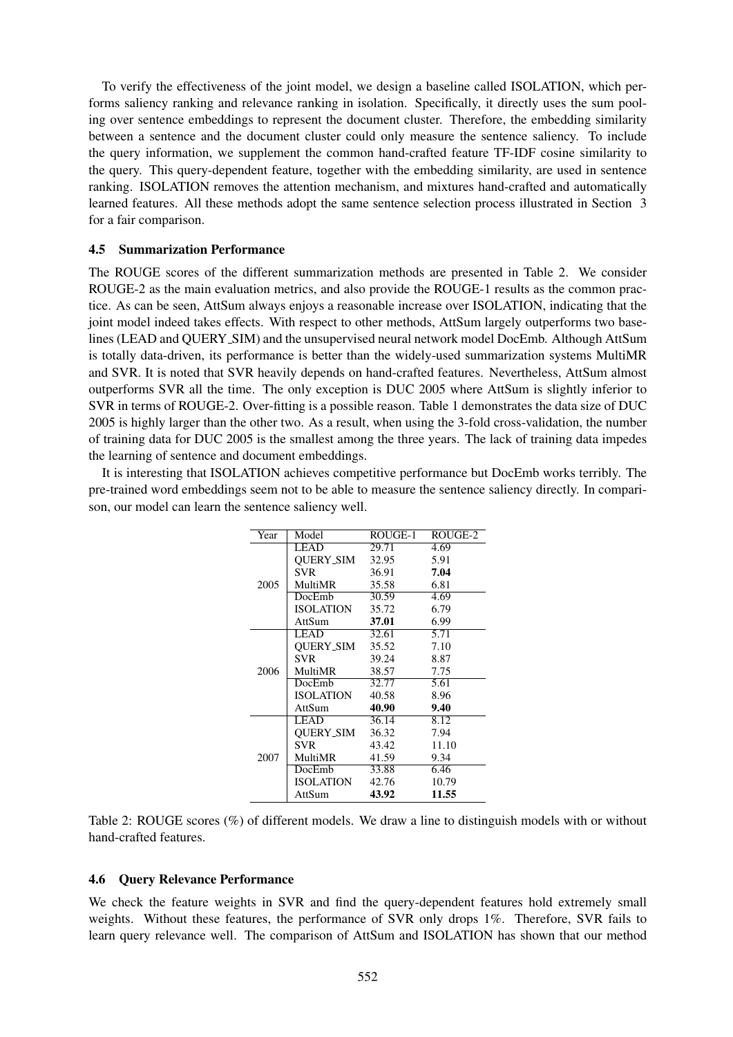To verify the effectiveness of the joint model, we design a baseline called ISOLATION, which performs saliency ranking and relevance ranking in isolation. Specifically, it directly uses the sum pooling over sentence embeddings to represent the document cluster. Therefore, the embedding similarity between a sentence and the document cluster could only measure the sentence saliency. To include the query information, we supplement the common hand-crafted feature TF-IDF cosine similarity to the query. This query-dependent feature, together with the embedding similarity, are used in sentence ranking. ISOLATION removes the attention mechanism, and mixtures hand-crafted and automatically learned features. All these methods adopt the same sentence selection process illustrated in Section 3 for a fair comparison.

### 4.5 Summarization Performance

The ROUGE scores of the different summarization methods are presented in Table 2. We consider ROUGE-2 as the main evaluation metrics, and also provide the ROUGE-1 results as the common practice. As can be seen, AttSum always enjoys a reasonable increase over ISOLATION, indicating that the joint model indeed takes effects. With respect to other methods, AttSum largely outperforms two baselines (LEAD and QUERY_SIM) and the unsupervised neural network model DocEmb. Although AttSum is totally data-driven, its performance is better than the widely-used summarization systems MultiMR and SVR. It is noted that SVR heavily depends on hand-crafted features. Nevertheless, AttSum almost outperforms SVR all the time. The only exception is DUC 2005 where AttSum is slightly inferior to SVR in terms of ROUGE-2. Over-fitting is a possible reason. Table 1 demonstrates the data size of DUC 2005 is highly larger than the other two. As a result, when using the 3-fold cross-validation, the number of training data for DUC 2005 is the smallest among the three years. The lack of training data impedes the learning of sentence and document embeddings.

It is interesting that ISOLATION achieves competitive performance but DocEmb works terribly. The pre-trained word embeddings seem not to be able to measure the sentence saliency directly. In comparison, our model can learn the sentence saliency well.

| Year | Model | ROUGE-1 | ROUGE-2 |
|---|---|---|---|
| 2005 | LEAD | 29.71 | 4.69 |
| | QUERY_SIM | 32.95 | 5.91 |
| | SVR | 36.91 | **7.04** |
| | MultiMR | 35.58 | 6.81 |
| | DocEmb | 30.59 | 4.69 |
| | ISOLATION | 35.72 | 6.79 |
| | AttSum | **37.01** | 6.99 |
| 2006 | LEAD | 32.61 | 5.71 |
| | QUERY_SIM | 35.52 | 7.10 |
| | SVR | 39.24 | 8.87 |
| | MultiMR | 38.57 | 7.75 |
| | DocEmb | 32.77 | 5.61 |
| | ISOLATION | 40.58 | 8.96 |
| | AttSum | **40.90** | **9.40** |
| 2007 | LEAD | 36.14 | 8.12 |
| | QUERY_SIM | 36.32 | 7.94 |
| | SVR | 43.42 | 11.10 |
| | MultiMR | 41.59 | 9.34 |
| | DocEmb | 33.88 | 6.46 |
| | ISOLATION | 42.76 | 10.79 |
| | AttSum | **43.92** | **11.55** |

Table 2: ROUGE scores (%) of different models. We draw a line to distinguish models with or without hand-crafted features.

### 4.6 Query Relevance Performance

We check the feature weights in SVR and find the query-dependent features hold extremely small weights. Without these features, the performance of SVR only drops 1%. Therefore, SVR fails to learn query relevance well. The comparison of AttSum and ISOLATION has shown that our method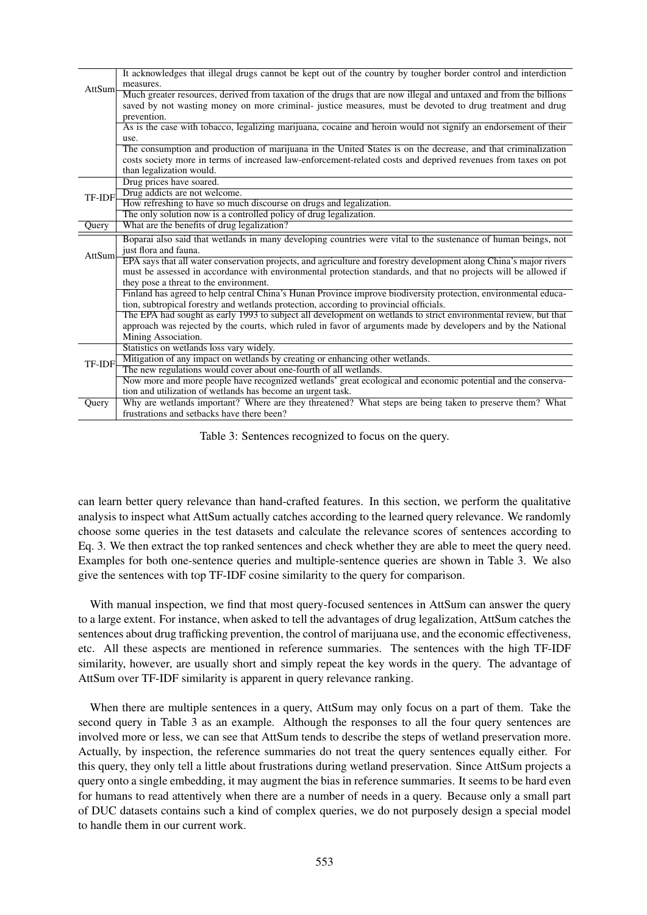| | |
|---|---|
| AttSum | It acknowledges that illegal drugs cannot be kept out of the country by tougher border control and interdiction measures. |
| | Much greater resources, derived from taxation of the drugs that are now illegal and untaxed and from the billions saved by not wasting money on more criminal- justice measures, must be devoted to drug treatment and drug prevention. |
| | As is the case with tobacco, legalizing marijuana, cocaine and heroin would not signify an endorsement of their use. |
| | The consumption and production of marijuana in the United States is on the decrease, and that criminalization costs society more in terms of increased law-enforcement-related costs and deprived revenues from taxes on pot than legalization would. |
| TF-IDF | Drug prices have soared. |
| | Drug addicts are not welcome. |
| | How refreshing to have so much discourse on drugs and legalization. |
| | The only solution now is a controlled policy of drug legalization. |
| Query | What are the benefits of drug legalization? |
| AttSum | Boparai also said that wetlands in many developing countries were vital to the sustenance of human beings, not just flora and fauna. |
| | EPA says that all water conservation projects, and agriculture and forestry development along China's major rivers must be assessed in accordance with environmental protection standards, and that no projects will be allowed if they pose a threat to the environment. |
| | Finland has agreed to help central China's Hunan Province improve biodiversity protection, environmental education, subtropical forestry and wetlands protection, according to provincial officials. |
| | The EPA had sought as early 1993 to subject all development on wetlands to strict environmental review, but that approach was rejected by the courts, which ruled in favor of arguments made by developers and by the National Mining Association. |
| TF-IDF | Statistics on wetlands loss vary widely. |
| | Mitigation of any impact on wetlands by creating or enhancing other wetlands. |
| | The new regulations would cover about one-fourth of all wetlands. |
| | Now more and more people have recognized wetlands' great ecological and economic potential and the conservation and utilization of wetlands has become an urgent task. |
| Query | Why are wetlands important? Where are they threatened? What steps are being taken to preserve them? What frustrations and setbacks have there been? |

Table 3: Sentences recognized to focus on the query.

can learn better query relevance than hand-crafted features. In this section, we perform the qualitative analysis to inspect what AttSum actually catches according to the learned query relevance. We randomly choose some queries in the test datasets and calculate the relevance scores of sentences according to Eq. 3. We then extract the top ranked sentences and check whether they are able to meet the query need. Examples for both one-sentence queries and multiple-sentence queries are shown in Table 3. We also give the sentences with top TF-IDF cosine similarity to the query for comparison.

With manual inspection, we find that most query-focused sentences in AttSum can answer the query to a large extent. For instance, when asked to tell the advantages of drug legalization, AttSum catches the sentences about drug trafficking prevention, the control of marijuana use, and the economic effectiveness, etc. All these aspects are mentioned in reference summaries. The sentences with the high TF-IDF similarity, however, are usually short and simply repeat the key words in the query. The advantage of AttSum over TF-IDF similarity is apparent in query relevance ranking.

When there are multiple sentences in a query, AttSum may only focus on a part of them. Take the second query in Table 3 as an example. Although the responses to all the four query sentences are involved more or less, we can see that AttSum tends to describe the steps of wetland preservation more. Actually, by inspection, the reference summaries do not treat the query sentences equally either. For this query, they only tell a little about frustrations during wetland preservation. Since AttSum projects a query onto a single embedding, it may augment the bias in reference summaries. It seems to be hard even for humans to read attentively when there are a number of needs in a query. Because only a small part of DUC datasets contains such a kind of complex queries, we do not purposely design a special model to handle them in our current work.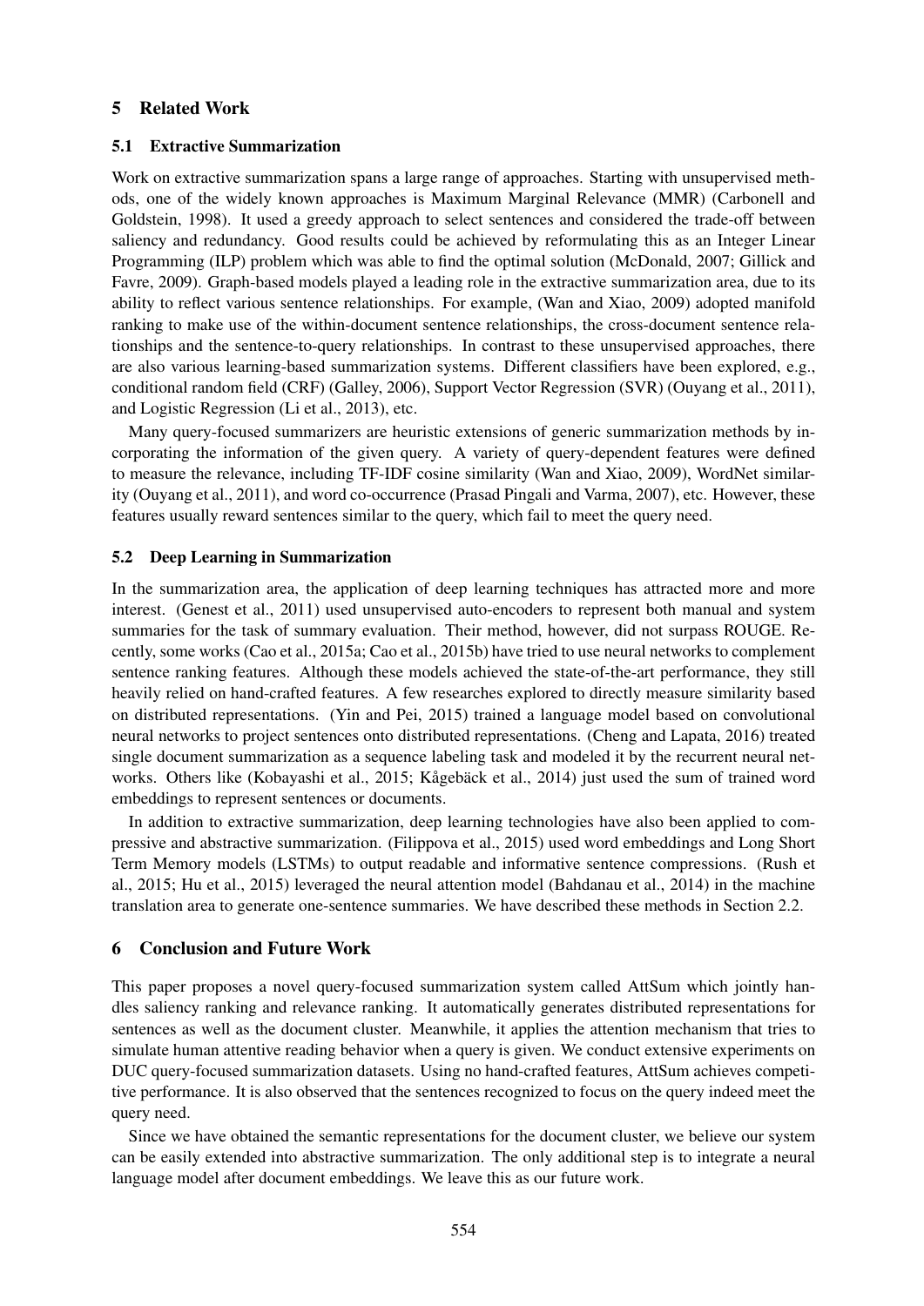## 5 Related Work

### 5.1 Extractive Summarization

Work on extractive summarization spans a large range of approaches. Starting with unsupervised methods, one of the widely known approaches is Maximum Marginal Relevance (MMR) (Carbonell and Goldstein, 1998). It used a greedy approach to select sentences and considered the trade-off between saliency and redundancy. Good results could be achieved by reformulating this as an Integer Linear Programming (ILP) problem which was able to find the optimal solution (McDonald, 2007; Gillick and Favre, 2009). Graph-based models played a leading role in the extractive summarization area, due to its ability to reflect various sentence relationships. For example, (Wan and Xiao, 2009) adopted manifold ranking to make use of the within-document sentence relationships, the cross-document sentence relationships and the sentence-to-query relationships. In contrast to these unsupervised approaches, there are also various learning-based summarization systems. Different classifiers have been explored, e.g., conditional random field (CRF) (Galley, 2006), Support Vector Regression (SVR) (Ouyang et al., 2011), and Logistic Regression (Li et al., 2013), etc.

Many query-focused summarizers are heuristic extensions of generic summarization methods by incorporating the information of the given query. A variety of query-dependent features were defined to measure the relevance, including TF-IDF cosine similarity (Wan and Xiao, 2009), WordNet similarity (Ouyang et al., 2011), and word co-occurrence (Prasad Pingali and Varma, 2007), etc. However, these features usually reward sentences similar to the query, which fail to meet the query need.

### 5.2 Deep Learning in Summarization

In the summarization area, the application of deep learning techniques has attracted more and more interest. (Genest et al., 2011) used unsupervised auto-encoders to represent both manual and system summaries for the task of summary evaluation. Their method, however, did not surpass ROUGE. Recently, some works (Cao et al., 2015a; Cao et al., 2015b) have tried to use neural networks to complement sentence ranking features. Although these models achieved the state-of-the-art performance, they still heavily relied on hand-crafted features. A few researches explored to directly measure similarity based on distributed representations. (Yin and Pei, 2015) trained a language model based on convolutional neural networks to project sentences onto distributed representations. (Cheng and Lapata, 2016) treated single document summarization as a sequence labeling task and modeled it by the recurrent neural networks. Others like (Kobayashi et al., 2015; Kågebäck et al., 2014) just used the sum of trained word embeddings to represent sentences or documents.

In addition to extractive summarization, deep learning technologies have also been applied to compressive and abstractive summarization. (Filippova et al., 2015) used word embeddings and Long Short Term Memory models (LSTMs) to output readable and informative sentence compressions. (Rush et al., 2015; Hu et al., 2015) leveraged the neural attention model (Bahdanau et al., 2014) in the machine translation area to generate one-sentence summaries. We have described these methods in Section 2.2.

## 6 Conclusion and Future Work

This paper proposes a novel query-focused summarization system called AttSum which jointly handles saliency ranking and relevance ranking. It automatically generates distributed representations for sentences as well as the document cluster. Meanwhile, it applies the attention mechanism that tries to simulate human attentive reading behavior when a query is given. We conduct extensive experiments on DUC query-focused summarization datasets. Using no hand-crafted features, AttSum achieves competitive performance. It is also observed that the sentences recognized to focus on the query indeed meet the query need.

Since we have obtained the semantic representations for the document cluster, we believe our system can be easily extended into abstractive summarization. The only additional step is to integrate a neural language model after document embeddings. We leave this as our future work.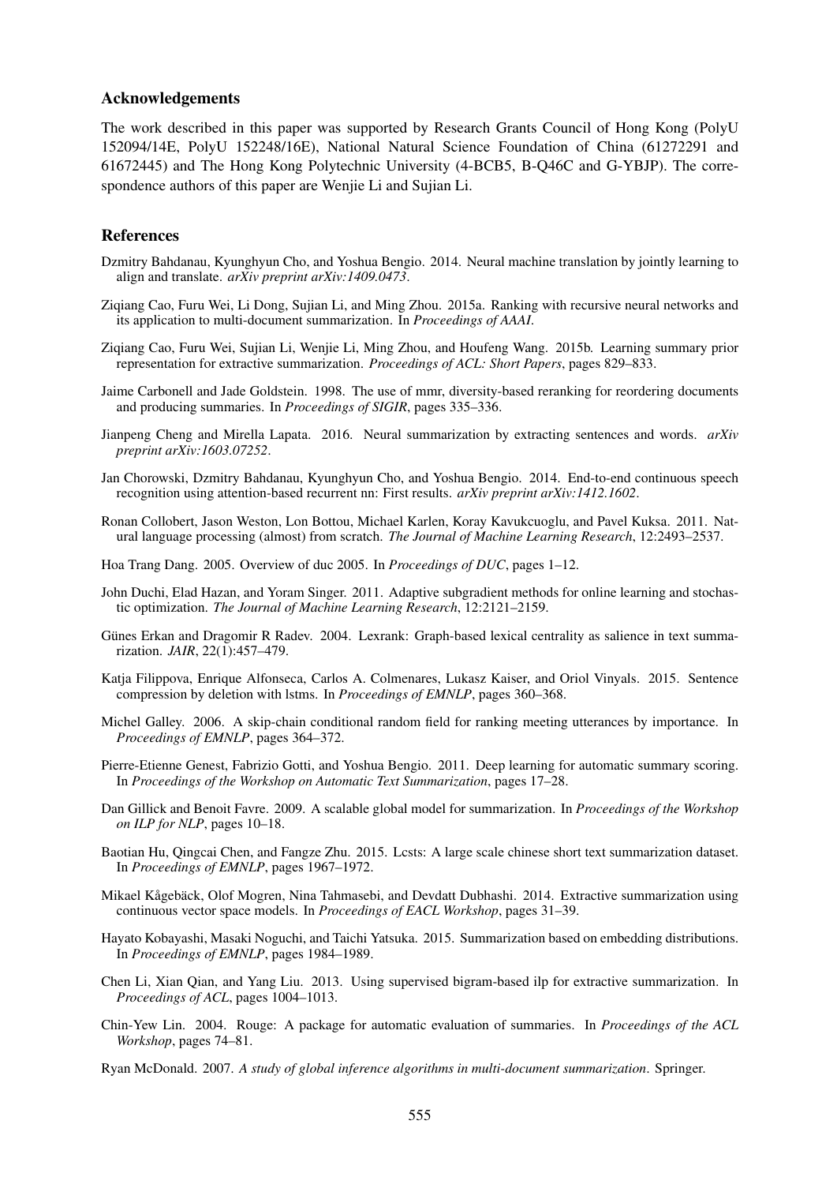## Acknowledgements

The work described in this paper was supported by Research Grants Council of Hong Kong (PolyU 152094/14E, PolyU 152248/16E), National Natural Science Foundation of China (61272291 and 61672445) and The Hong Kong Polytechnic University (4-BCB5, B-Q46C and G-YBJP). The correspondence authors of this paper are Wenjie Li and Sujian Li.

## References

Dzmitry Bahdanau, Kyunghyun Cho, and Yoshua Bengio. 2014. Neural machine translation by jointly learning to align and translate. *arXiv preprint arXiv:1409.0473*.

Ziqiang Cao, Furu Wei, Li Dong, Sujian Li, and Ming Zhou. 2015a. Ranking with recursive neural networks and its application to multi-document summarization. In *Proceedings of AAAI*.

Ziqiang Cao, Furu Wei, Sujian Li, Wenjie Li, Ming Zhou, and Houfeng Wang. 2015b. Learning summary prior representation for extractive summarization. *Proceedings of ACL: Short Papers*, pages 829–833.

Jaime Carbonell and Jade Goldstein. 1998. The use of mmr, diversity-based reranking for reordering documents and producing summaries. In *Proceedings of SIGIR*, pages 335–336.

Jianpeng Cheng and Mirella Lapata. 2016. Neural summarization by extracting sentences and words. *arXiv preprint arXiv:1603.07252*.

Jan Chorowski, Dzmitry Bahdanau, Kyunghyun Cho, and Yoshua Bengio. 2014. End-to-end continuous speech recognition using attention-based recurrent nn: First results. *arXiv preprint arXiv:1412.1602*.

Ronan Collobert, Jason Weston, Lon Bottou, Michael Karlen, Koray Kavukcuoglu, and Pavel Kuksa. 2011. Natural language processing (almost) from scratch. *The Journal of Machine Learning Research*, 12:2493–2537.

Hoa Trang Dang. 2005. Overview of duc 2005. In *Proceedings of DUC*, pages 1–12.

John Duchi, Elad Hazan, and Yoram Singer. 2011. Adaptive subgradient methods for online learning and stochastic optimization. *The Journal of Machine Learning Research*, 12:2121–2159.

Günes Erkan and Dragomir R Radev. 2004. Lexrank: Graph-based lexical centrality as salience in text summarization. *JAIR*, 22(1):457–479.

Katja Filippova, Enrique Alfonseca, Carlos A. Colmenares, Lukasz Kaiser, and Oriol Vinyals. 2015. Sentence compression by deletion with lstms. In *Proceedings of EMNLP*, pages 360–368.

Michel Galley. 2006. A skip-chain conditional random field for ranking meeting utterances by importance. In *Proceedings of EMNLP*, pages 364–372.

Pierre-Etienne Genest, Fabrizio Gotti, and Yoshua Bengio. 2011. Deep learning for automatic summary scoring. In *Proceedings of the Workshop on Automatic Text Summarization*, pages 17–28.

Dan Gillick and Benoit Favre. 2009. A scalable global model for summarization. In *Proceedings of the Workshop on ILP for NLP*, pages 10–18.

Baotian Hu, Qingcai Chen, and Fangze Zhu. 2015. Lcsts: A large scale chinese short text summarization dataset. In *Proceedings of EMNLP*, pages 1967–1972.

Mikael Kågebäck, Olof Mogren, Nina Tahmasebi, and Devdatt Dubhashi. 2014. Extractive summarization using continuous vector space models. In *Proceedings of EACL Workshop*, pages 31–39.

Hayato Kobayashi, Masaki Noguchi, and Taichi Yatsuka. 2015. Summarization based on embedding distributions. In *Proceedings of EMNLP*, pages 1984–1989.

Chen Li, Xian Qian, and Yang Liu. 2013. Using supervised bigram-based ilp for extractive summarization. In *Proceedings of ACL*, pages 1004–1013.

Chin-Yew Lin. 2004. Rouge: A package for automatic evaluation of summaries. In *Proceedings of the ACL Workshop*, pages 74–81.

Ryan McDonald. 2007. *A study of global inference algorithms in multi-document summarization*. Springer.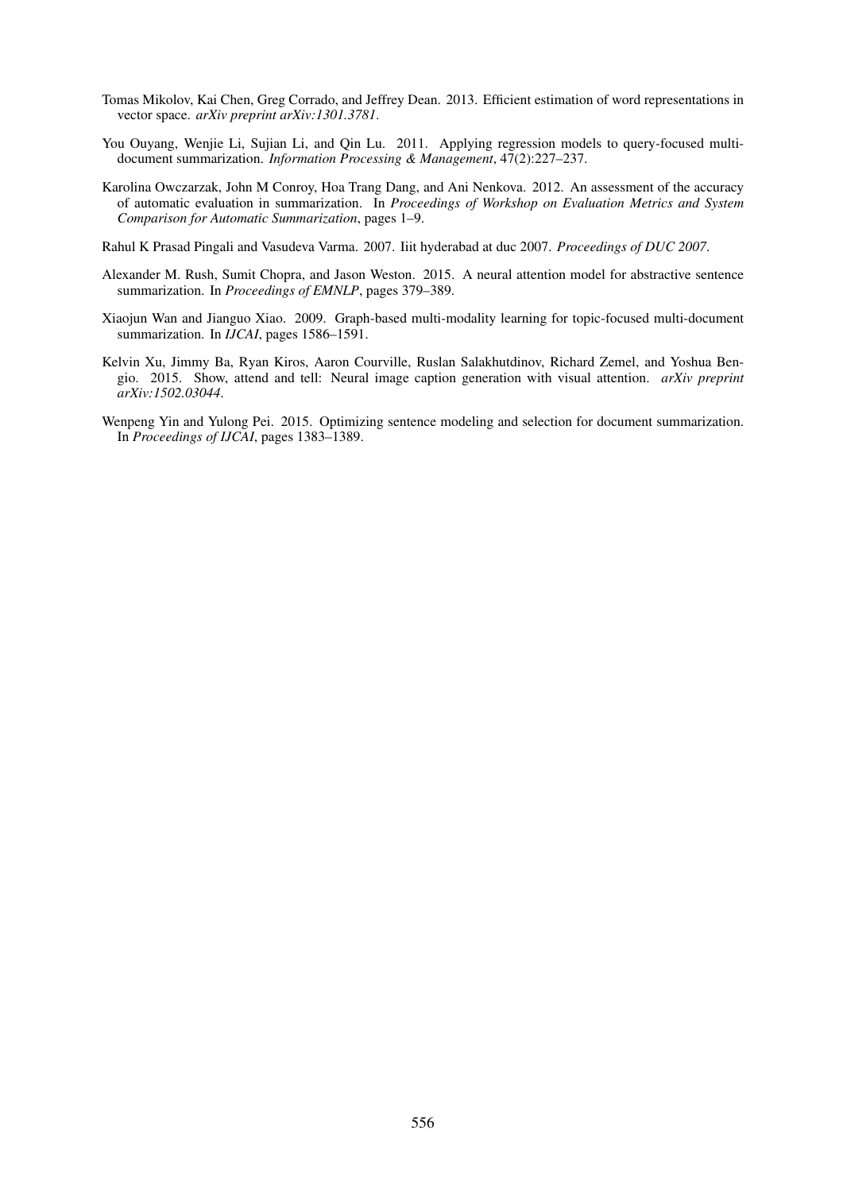Tomas Mikolov, Kai Chen, Greg Corrado, and Jeffrey Dean. 2013. Efficient estimation of word representations in vector space. *arXiv preprint arXiv:1301.3781*.

You Ouyang, Wenjie Li, Sujian Li, and Qin Lu. 2011. Applying regression models to query-focused multi-document summarization. *Information Processing & Management*, 47(2):227–237.

Karolina Owczarzak, John M Conroy, Hoa Trang Dang, and Ani Nenkova. 2012. An assessment of the accuracy of automatic evaluation in summarization. In *Proceedings of Workshop on Evaluation Metrics and System Comparison for Automatic Summarization*, pages 1–9.

Rahul K Prasad Pingali and Vasudeva Varma. 2007. Iiit hyderabad at duc 2007. *Proceedings of DUC 2007*.

Alexander M. Rush, Sumit Chopra, and Jason Weston. 2015. A neural attention model for abstractive sentence summarization. In *Proceedings of EMNLP*, pages 379–389.

Xiaojun Wan and Jianguo Xiao. 2009. Graph-based multi-modality learning for topic-focused multi-document summarization. In *IJCAI*, pages 1586–1591.

Kelvin Xu, Jimmy Ba, Ryan Kiros, Aaron Courville, Ruslan Salakhutdinov, Richard Zemel, and Yoshua Bengio. 2015. Show, attend and tell: Neural image caption generation with visual attention. *arXiv preprint arXiv:1502.03044*.

Wenpeng Yin and Yulong Pei. 2015. Optimizing sentence modeling and selection for document summarization. In *Proceedings of IJCAI*, pages 1383–1389.